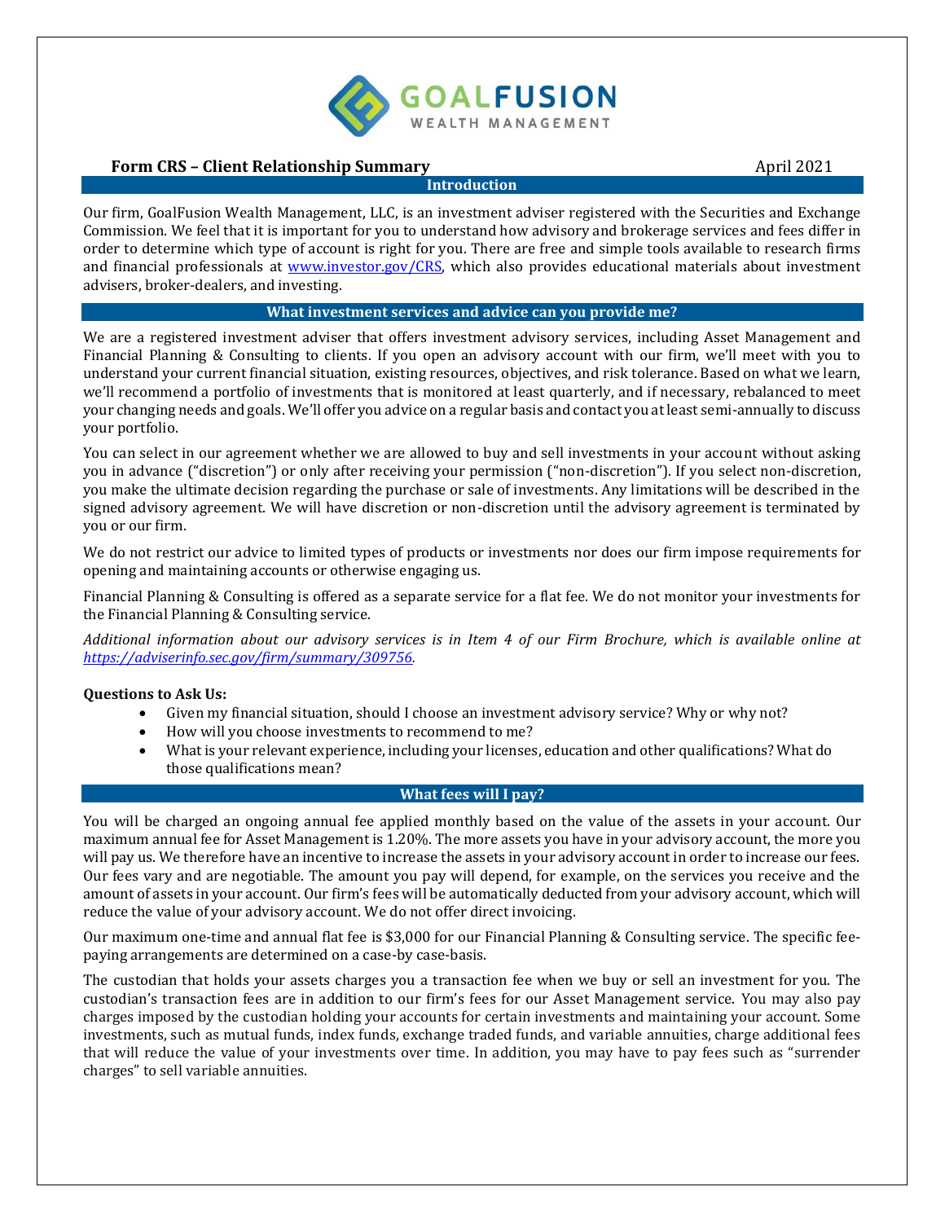GOALFUSION WEALTH MANAGEMENT

# Form CRS – Client Relationship Summary

April 2021

## Introduction

Our firm, GoalFusion Wealth Management, LLC, is an investment adviser registered with the Securities and Exchange Commission. We feel that it is important for you to understand how advisory and brokerage services and fees differ in order to determine which type of account is right for you. There are free and simple tools available to research firms and financial professionals at [www.investor.gov/CRS](www.investor.gov/CRS), which also provides educational materials about investment advisers, broker-dealers, and investing.

## What investment services and advice can you provide me?

We are a registered investment adviser that offers investment advisory services, including Asset Management and Financial Planning & Consulting to clients. If you open an advisory account with our firm, we'll meet with you to understand your current financial situation, existing resources, objectives, and risk tolerance. Based on what we learn, we'll recommend a portfolio of investments that is monitored at least quarterly, and if necessary, rebalanced to meet your changing needs and goals. We'll offer you advice on a regular basis and contact you at least semi-annually to discuss your portfolio.

You can select in our agreement whether we are allowed to buy and sell investments in your account without asking you in advance ("discretion") or only after receiving your permission ("non-discretion"). If you select non-discretion, you make the ultimate decision regarding the purchase or sale of investments. Any limitations will be described in the signed advisory agreement. We will have discretion or non-discretion until the advisory agreement is terminated by you or our firm.

We do not restrict our advice to limited types of products or investments nor does our firm impose requirements for opening and maintaining accounts or otherwise engaging us.

Financial Planning & Consulting is offered as a separate service for a flat fee. We do not monitor your investments for the Financial Planning & Consulting service.

*Additional information about our advisory services is in Item 4 of our Firm Brochure, which is available online at [https://adviserinfo.sec.gov/firm/summary/309756](https://adviserinfo.sec.gov/firm/summary/309756).*

**Questions to Ask Us:**

- Given my financial situation, should I choose an investment advisory service? Why or why not?
- How will you choose investments to recommend to me?
- What is your relevant experience, including your licenses, education and other qualifications? What do those qualifications mean?

## What fees will I pay?

You will be charged an ongoing annual fee applied monthly based on the value of the assets in your account. Our maximum annual fee for Asset Management is 1.20%. The more assets you have in your advisory account, the more you will pay us. We therefore have an incentive to increase the assets in your advisory account in order to increase our fees. Our fees vary and are negotiable. The amount you pay will depend, for example, on the services you receive and the amount of assets in your account. Our firm's fees will be automatically deducted from your advisory account, which will reduce the value of your advisory account. We do not offer direct invoicing.

Our maximum one-time and annual flat fee is $3,000 for our Financial Planning & Consulting service. The specific fee-paying arrangements are determined on a case-by case-basis.

The custodian that holds your assets charges you a transaction fee when we buy or sell an investment for you. The custodian's transaction fees are in addition to our firm's fees for our Asset Management service. You may also pay charges imposed by the custodian holding your accounts for certain investments and maintaining your account. Some investments, such as mutual funds, index funds, exchange traded funds, and variable annuities, charge additional fees that will reduce the value of your investments over time. In addition, you may have to pay fees such as "surrender charges" to sell variable annuities.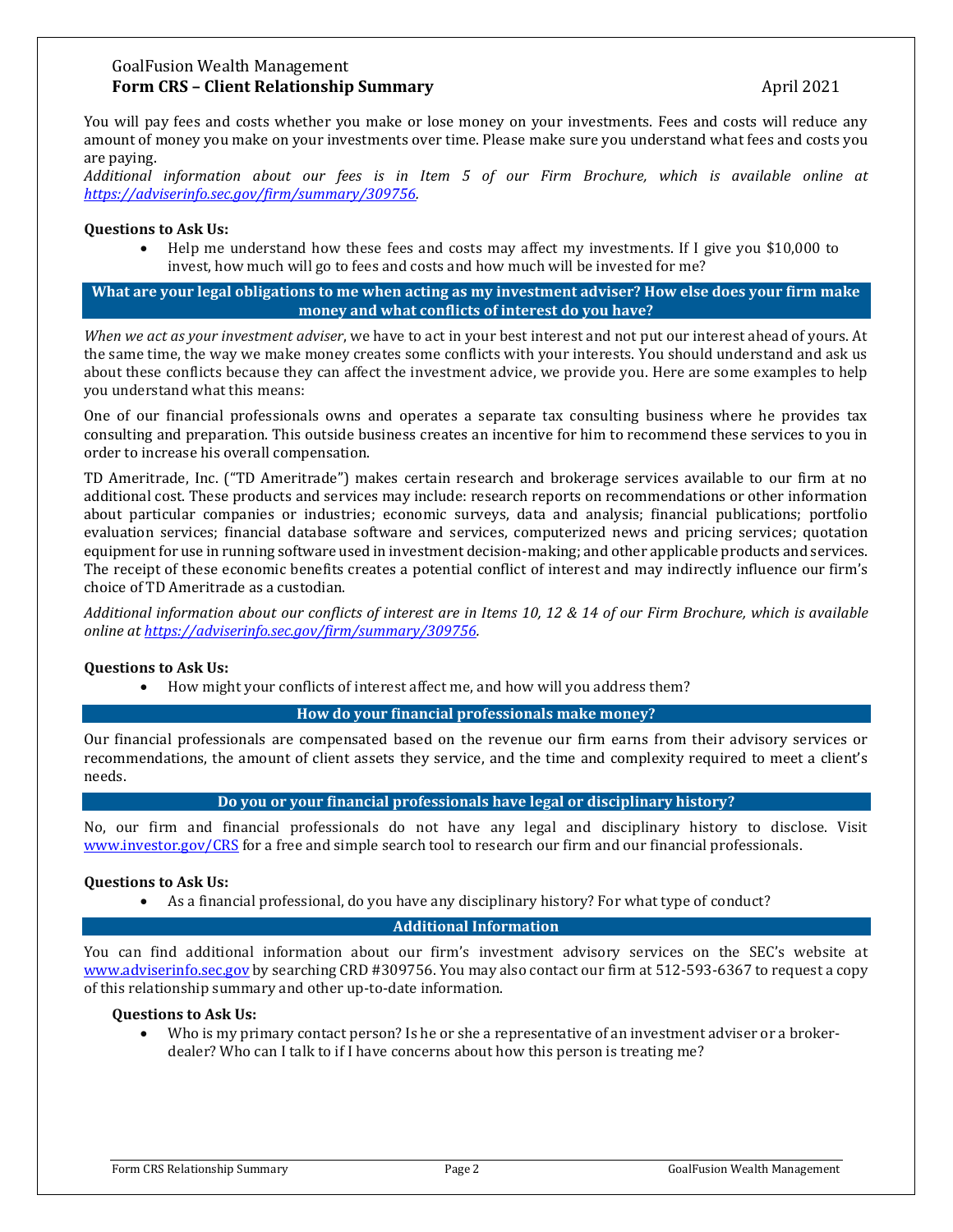You will pay fees and costs whether you make or lose money on your investments. Fees and costs will reduce any amount of money you make on your investments over time. Please make sure you understand what fees and costs you are paying.

*Additional information about our fees is in Item 5 of our Firm Brochure, which is available online at [https://adviserinfo.sec.gov/firm/summary/309756](https://adviserinfo.sec.gov/firm/summary/309756).*

**Questions to Ask Us:**

- Help me understand how these fees and costs may affect my investments. If I give you $10,000 to invest, how much will go to fees and costs and how much will be invested for me?

## What are your legal obligations to me when acting as my investment adviser? How else does your firm make money and what conflicts of interest do you have?

*When we act as your investment adviser*, we have to act in your best interest and not put our interest ahead of yours. At the same time, the way we make money creates some conflicts with your interests. You should understand and ask us about these conflicts because they can affect the investment advice, we provide you. Here are some examples to help you understand what this means:

One of our financial professionals owns and operates a separate tax consulting business where he provides tax consulting and preparation. This outside business creates an incentive for him to recommend these services to you in order to increase his overall compensation.

TD Ameritrade, Inc. ("TD Ameritrade") makes certain research and brokerage services available to our firm at no additional cost. These products and services may include: research reports on recommendations or other information about particular companies or industries; economic surveys, data and analysis; financial publications; portfolio evaluation services; financial database software and services, computerized news and pricing services; quotation equipment for use in running software used in investment decision-making; and other applicable products and services. The receipt of these economic benefits creates a potential conflict of interest and may indirectly influence our firm's choice of TD Ameritrade as a custodian.

*Additional information about our conflicts of interest are in Items 10, 12 & 14 of our Firm Brochure, which is available online at [https://adviserinfo.sec.gov/firm/summary/309756](https://adviserinfo.sec.gov/firm/summary/309756).*

**Questions to Ask Us:**

- How might your conflicts of interest affect me, and how will you address them?

## How do your financial professionals make money?

Our financial professionals are compensated based on the revenue our firm earns from their advisory services or recommendations, the amount of client assets they service, and the time and complexity required to meet a client's needs.

## Do you or your financial professionals have legal or disciplinary history?

No, our firm and financial professionals do not have any legal and disciplinary history to disclose. Visit [www.investor.gov/CRS](www.investor.gov/CRS) for a free and simple search tool to research our firm and our financial professionals.

**Questions to Ask Us:**

- As a financial professional, do you have any disciplinary history? For what type of conduct?

## Additional Information

You can find additional information about our firm's investment advisory services on the SEC's website at [www.adviserinfo.sec.gov](www.adviserinfo.sec.gov) by searching CRD #309756. You may also contact our firm at 512-593-6367 to request a copy of this relationship summary and other up-to-date information.

**Questions to Ask Us:**

- Who is my primary contact person? Is he or she a representative of an investment adviser or a broker-dealer? Who can I talk to if I have concerns about how this person is treating me?